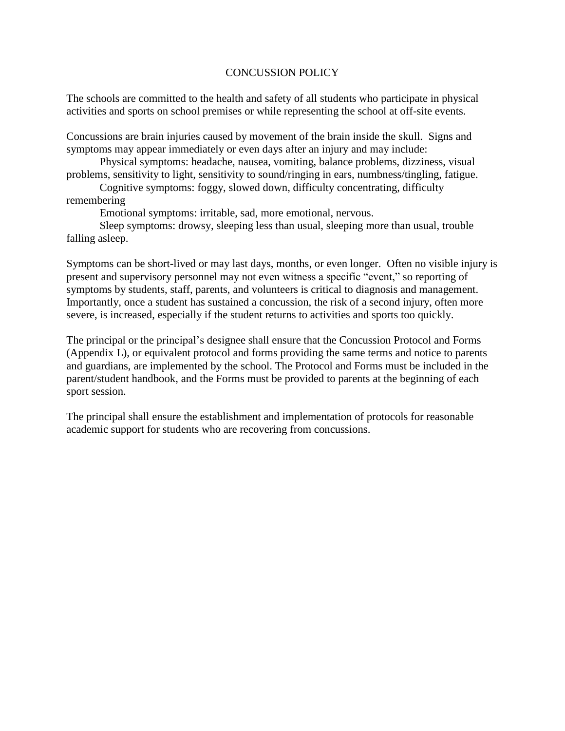# CONCUSSION POLICY

The schools are committed to the health and safety of all students who participate in physical activities and sports on school premises or while representing the school at off-site events.

Concussions are brain injuries caused by movement of the brain inside the skull. Signs and symptoms may appear immediately or even days after an injury and may include:

Physical symptoms: headache, nausea, vomiting, balance problems, dizziness, visual problems, sensitivity to light, sensitivity to sound/ringing in ears, numbness/tingling, fatigue.

Cognitive symptoms: foggy, slowed down, difficulty concentrating, difficulty remembering

Emotional symptoms: irritable, sad, more emotional, nervous.

Sleep symptoms: drowsy, sleeping less than usual, sleeping more than usual, trouble falling asleep.

Symptoms can be short-lived or may last days, months, or even longer. Often no visible injury is present and supervisory personnel may not even witness a specific "event," so reporting of symptoms by students, staff, parents, and volunteers is critical to diagnosis and management. Importantly, once a student has sustained a concussion, the risk of a second injury, often more severe, is increased, especially if the student returns to activities and sports too quickly.

The principal or the principal's designee shall ensure that the Concussion Protocol and Forms (Appendix L), or equivalent protocol and forms providing the same terms and notice to parents and guardians, are implemented by the school. The Protocol and Forms must be included in the parent/student handbook, and the Forms must be provided to parents at the beginning of each sport session.

The principal shall ensure the establishment and implementation of protocols for reasonable academic support for students who are recovering from concussions.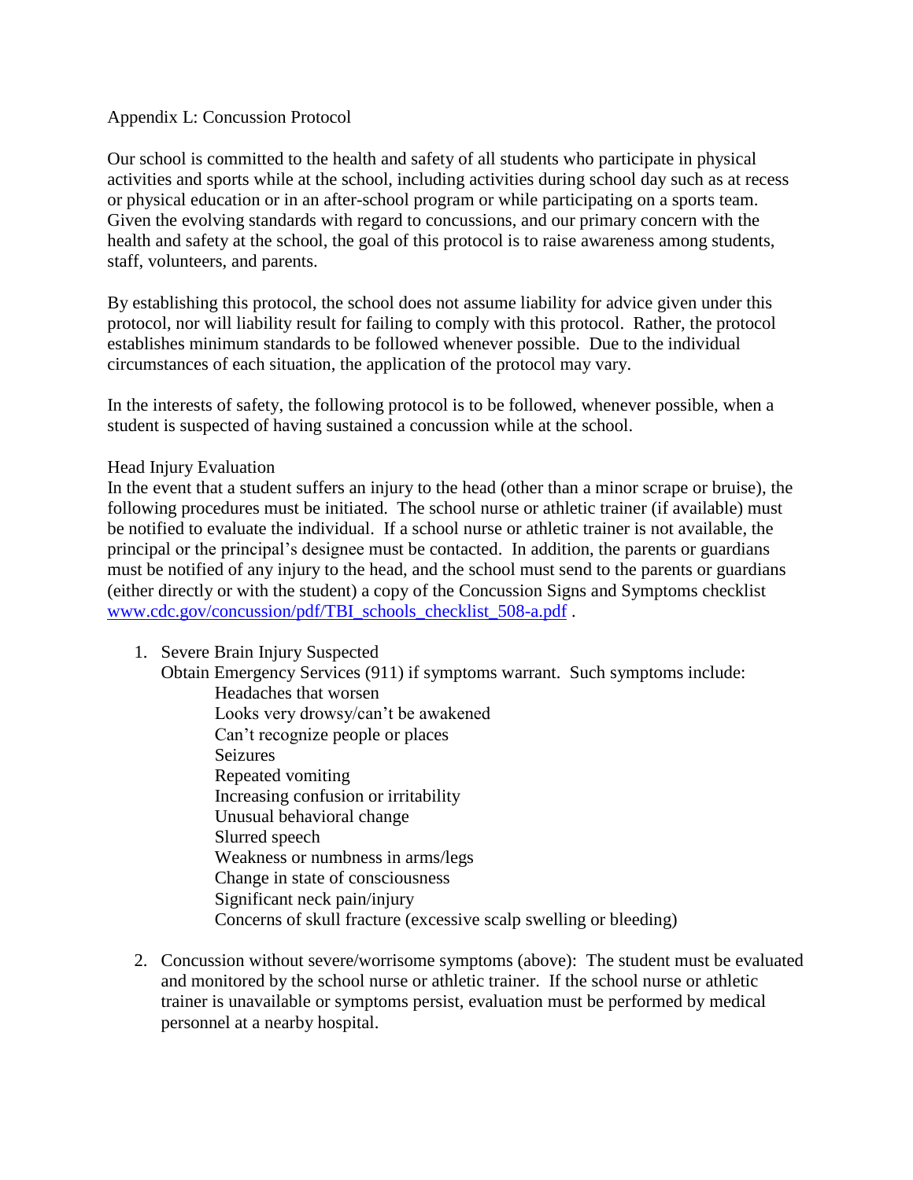## Appendix L: Concussion Protocol

Our school is committed to the health and safety of all students who participate in physical activities and sports while at the school, including activities during school day such as at recess or physical education or in an after-school program or while participating on a sports team. Given the evolving standards with regard to concussions, and our primary concern with the health and safety at the school, the goal of this protocol is to raise awareness among students, staff, volunteers, and parents.

By establishing this protocol, the school does not assume liability for advice given under this protocol, nor will liability result for failing to comply with this protocol. Rather, the protocol establishes minimum standards to be followed whenever possible. Due to the individual circumstances of each situation, the application of the protocol may vary.

In the interests of safety, the following protocol is to be followed, whenever possible, when a student is suspected of having sustained a concussion while at the school.

### Head Injury Evaluation

In the event that a student suffers an injury to the head (other than a minor scrape or bruise), the following procedures must be initiated. The school nurse or athletic trainer (if available) must be notified to evaluate the individual. If a school nurse or athletic trainer is not available, the principal or the principal's designee must be contacted. In addition, the parents or guardians must be notified of any injury to the head, and the school must send to the parents or guardians (either directly or with the student) a copy of the Concussion Signs and Symptoms checklist [www.cdc.gov/concussion/pdf/TBI_schools_checklist_508-a.pdf](http://www.cdc.gov/concussion/pdf/TBI_schools_checklist_508-a.pdf) .

1. Severe Brain Injury Suspected
   Obtain Emergency Services (911) if symptoms warrant. Such symptoms include:
   - Headaches that worsen
   - Looks very drowsy/can't be awakened
   - Can't recognize people or places
   - Seizures
   - Repeated vomiting
   - Increasing confusion or irritability
   - Unusual behavioral change
   - Slurred speech
   - Weakness or numbness in arms/legs
   - Change in state of consciousness
   - Significant neck pain/injury
   - Concerns of skull fracture (excessive scalp swelling or bleeding)

2. Concussion without severe/worrisome symptoms (above): The student must be evaluated and monitored by the school nurse or athletic trainer. If the school nurse or athletic trainer is unavailable or symptoms persist, evaluation must be performed by medical personnel at a nearby hospital.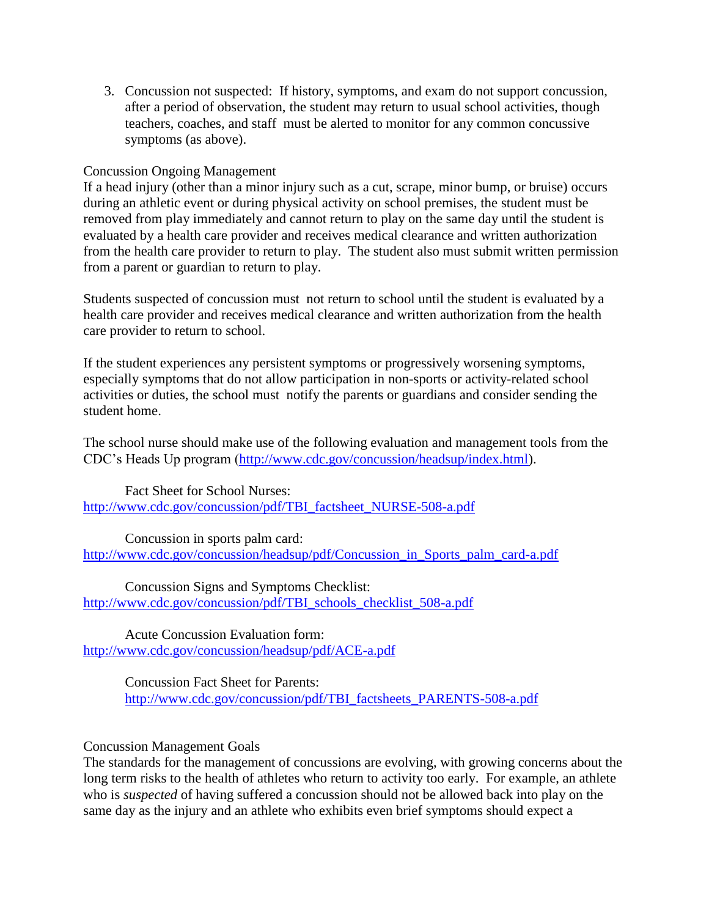3. Concussion not suspected: If history, symptoms, and exam do not support concussion, after a period of observation, the student may return to usual school activities, though teachers, coaches, and staff must be alerted to monitor for any common concussive symptoms (as above).

Concussion Ongoing Management

If a head injury (other than a minor injury such as a cut, scrape, minor bump, or bruise) occurs during an athletic event or during physical activity on school premises, the student must be removed from play immediately and cannot return to play on the same day until the student is evaluated by a health care provider and receives medical clearance and written authorization from the health care provider to return to play. The student also must submit written permission from a parent or guardian to return to play.

Students suspected of concussion must not return to school until the student is evaluated by a health care provider and receives medical clearance and written authorization from the health care provider to return to school.

If the student experiences any persistent symptoms or progressively worsening symptoms, especially symptoms that do not allow participation in non-sports or activity-related school activities or duties, the school must notify the parents or guardians and consider sending the student home.

The school nurse should make use of the following evaluation and management tools from the CDC's Heads Up program (http://www.cdc.gov/concussion/headsup/index.html).

Fact Sheet for School Nurses:
http://www.cdc.gov/concussion/pdf/TBI_factsheet_NURSE-508-a.pdf

Concussion in sports palm card:
http://www.cdc.gov/concussion/headsup/pdf/Concussion_in_Sports_palm_card-a.pdf

Concussion Signs and Symptoms Checklist:
http://www.cdc.gov/concussion/pdf/TBI_schools_checklist_508-a.pdf

Acute Concussion Evaluation form:
http://www.cdc.gov/concussion/headsup/pdf/ACE-a.pdf

Concussion Fact Sheet for Parents:
http://www.cdc.gov/concussion/pdf/TBI_factsheets_PARENTS-508-a.pdf

Concussion Management Goals

The standards for the management of concussions are evolving, with growing concerns about the long term risks to the health of athletes who return to activity too early. For example, an athlete who is *suspected* of having suffered a concussion should not be allowed back into play on the same day as the injury and an athlete who exhibits even brief symptoms should expect a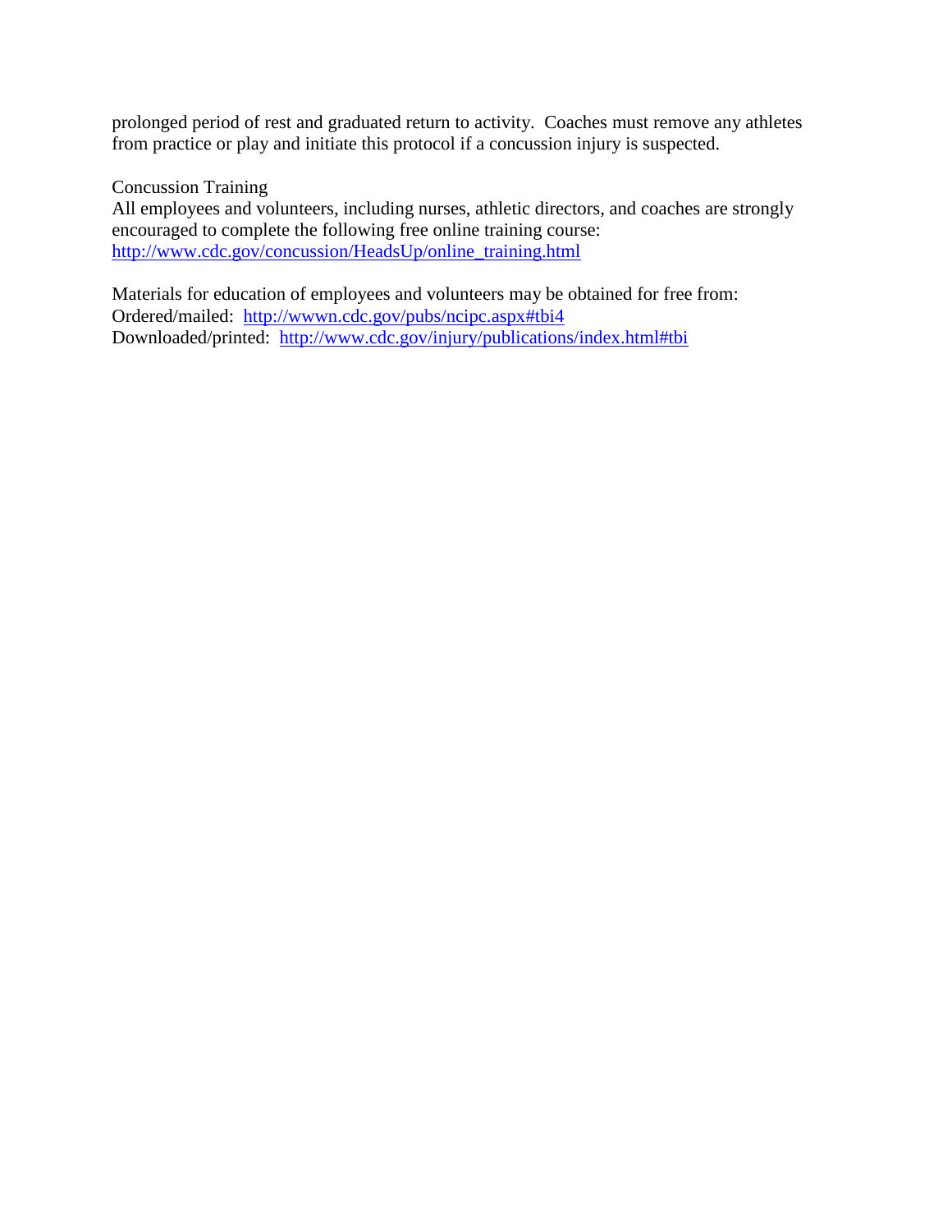prolonged period of rest and graduated return to activity. Coaches must remove any athletes from practice or play and initiate this protocol if a concussion injury is suspected.

Concussion Training

All employees and volunteers, including nurses, athletic directors, and coaches are strongly encouraged to complete the following free online training course: [http://www.cdc.gov/concussion/HeadsUp/online_training.html](http://www.cdc.gov/concussion/HeadsUp/online_training.html)

Materials for education of employees and volunteers may be obtained for free from:
Ordered/mailed: [http://wwwn.cdc.gov/pubs/ncipc.aspx#tbi4](http://wwwn.cdc.gov/pubs/ncipc.aspx#tbi4)
Downloaded/printed: [http://www.cdc.gov/injury/publications/index.html#tbi](http://www.cdc.gov/injury/publications/index.html#tbi)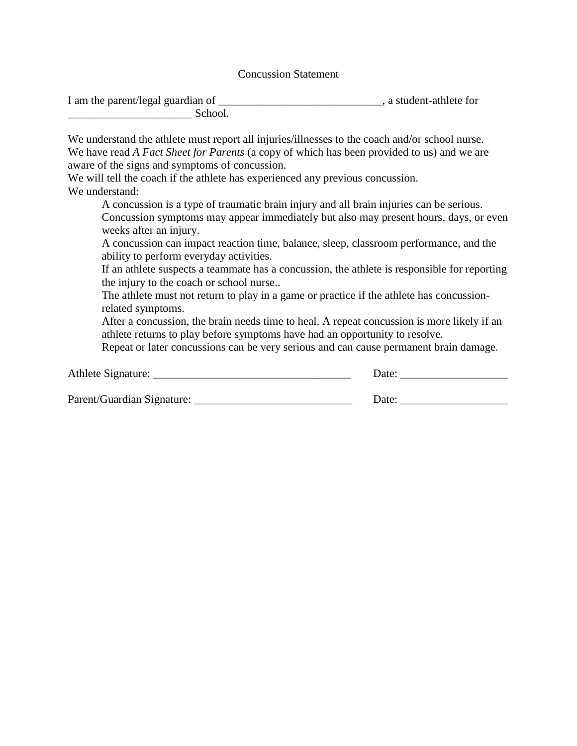# Concussion Statement

I am the parent/legal guardian of _____________________________, a student-athlete for ______________________ School.

We understand the athlete must report all injuries/illnesses to the coach and/or school nurse.
We have read *A Fact Sheet for Parents* (a copy of which has been provided to us) and we are aware of the signs and symptoms of concussion.
We will tell the coach if the athlete has experienced any previous concussion.
We understand:

- A concussion is a type of traumatic brain injury and all brain injuries can be serious.
- Concussion symptoms may appear immediately but also may present hours, days, or even weeks after an injury.
- A concussion can impact reaction time, balance, sleep, classroom performance, and the ability to perform everyday activities.
- If an athlete suspects a teammate has a concussion, the athlete is responsible for reporting the injury to the coach or school nurse..
- The athlete must not return to play in a game or practice if the athlete has concussion-related symptoms.
- After a concussion, the brain needs time to heal. A repeat concussion is more likely if an athlete returns to play before symptoms have had an opportunity to resolve.
- Repeat or later concussions can be very serious and can cause permanent brain damage.

Athlete Signature: ___________________________________ Date: ___________________

Parent/Guardian Signature: ____________________________ Date: ___________________